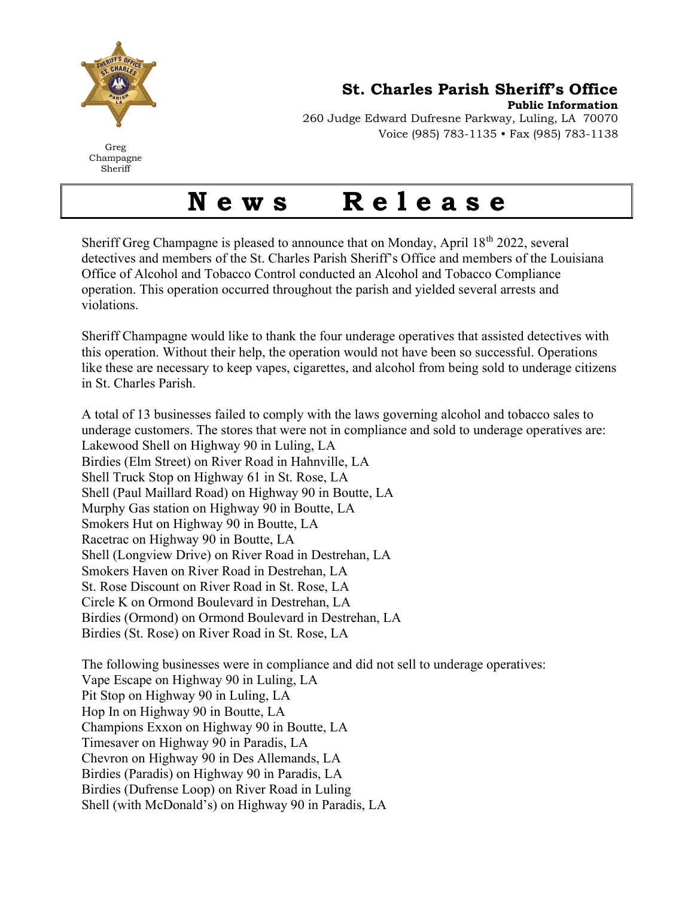Greg Champagne
Sheriff

**St. Charles Parish Sheriff's Office**

**Public Information**

260 Judge Edward Dufresne Parkway, Luling, LA 70070

Voice (985) 783-1135 • Fax (985) 783-1138

# News Release

Sheriff Greg Champagne is pleased to announce that on Monday, April 18th 2022, several detectives and members of the St. Charles Parish Sheriff's Office and members of the Louisiana Office of Alcohol and Tobacco Control conducted an Alcohol and Tobacco Compliance operation. This operation occurred throughout the parish and yielded several arrests and violations.

Sheriff Champagne would like to thank the four underage operatives that assisted detectives with this operation. Without their help, the operation would not have been so successful. Operations like these are necessary to keep vapes, cigarettes, and alcohol from being sold to underage citizens in St. Charles Parish.

A total of 13 businesses failed to comply with the laws governing alcohol and tobacco sales to underage customers. The stores that were not in compliance and sold to underage operatives are:

Lakewood Shell on Highway 90 in Luling, LA
Birdies (Elm Street) on River Road in Hahnville, LA
Shell Truck Stop on Highway 61 in St. Rose, LA
Shell (Paul Maillard Road) on Highway 90 in Boutte, LA
Murphy Gas station on Highway 90 in Boutte, LA
Smokers Hut on Highway 90 in Boutte, LA
Racetrac on Highway 90 in Boutte, LA
Shell (Longview Drive) on River Road in Destrehan, LA
Smokers Haven on River Road in Destrehan, LA
St. Rose Discount on River Road in St. Rose, LA
Circle K on Ormond Boulevard in Destrehan, LA
Birdies (Ormond) on Ormond Boulevard in Destrehan, LA
Birdies (St. Rose) on River Road in St. Rose, LA

The following businesses were in compliance and did not sell to underage operatives:

Vape Escape on Highway 90 in Luling, LA
Pit Stop on Highway 90 in Luling, LA
Hop In on Highway 90 in Boutte, LA
Champions Exxon on Highway 90 in Boutte, LA
Timesaver on Highway 90 in Paradis, LA
Chevron on Highway 90 in Des Allemands, LA
Birdies (Paradis) on Highway 90 in Paradis, LA
Birdies (Dufrense Loop) on River Road in Luling
Shell (with McDonald's) on Highway 90 in Paradis, LA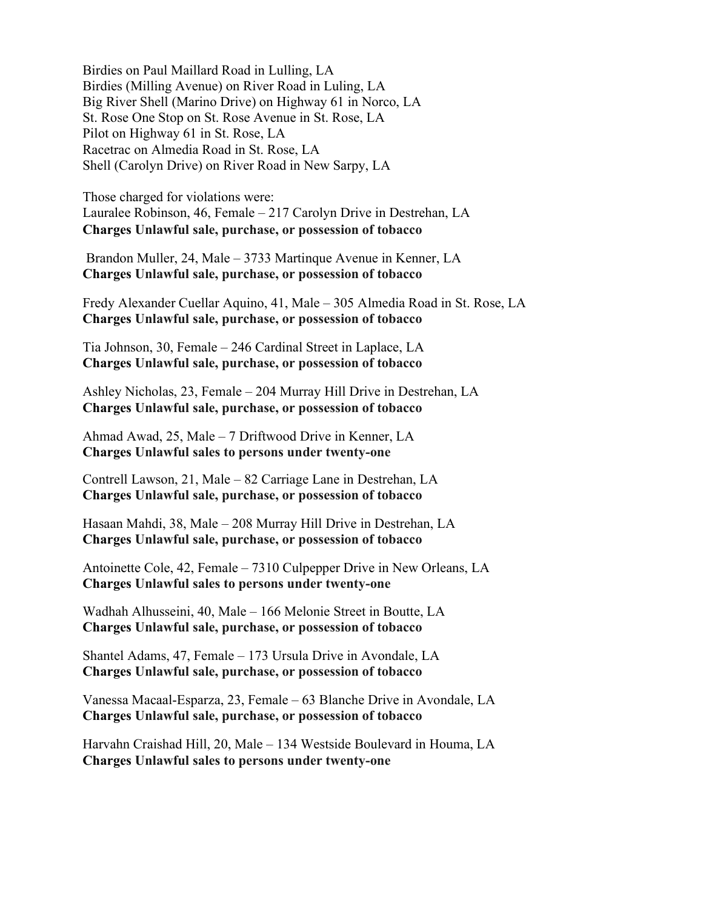Birdies on Paul Maillard Road in Lulling, LA
Birdies (Milling Avenue) on River Road in Luling, LA
Big River Shell (Marino Drive) on Highway 61 in Norco, LA
St. Rose One Stop on St. Rose Avenue in St. Rose, LA
Pilot on Highway 61 in St. Rose, LA
Racetrac on Almedia Road in St. Rose, LA
Shell (Carolyn Drive) on River Road in New Sarpy, LA

Those charged for violations were:
Lauralee Robinson, 46, Female – 217 Carolyn Drive in Destrehan, LA
**Charges Unlawful sale, purchase, or possession of tobacco**

Brandon Muller, 24, Male – 3733 Martinque Avenue in Kenner, LA
**Charges Unlawful sale, purchase, or possession of tobacco**

Fredy Alexander Cuellar Aquino, 41, Male – 305 Almedia Road in St. Rose, LA
**Charges Unlawful sale, purchase, or possession of tobacco**

Tia Johnson, 30, Female – 246 Cardinal Street in Laplace, LA
**Charges Unlawful sale, purchase, or possession of tobacco**

Ashley Nicholas, 23, Female – 204 Murray Hill Drive in Destrehan, LA
**Charges Unlawful sale, purchase, or possession of tobacco**

Ahmad Awad, 25, Male – 7 Driftwood Drive in Kenner, LA
**Charges Unlawful sales to persons under twenty-one**

Contrell Lawson, 21, Male – 82 Carriage Lane in Destrehan, LA
**Charges Unlawful sale, purchase, or possession of tobacco**

Hasaan Mahdi, 38, Male – 208 Murray Hill Drive in Destrehan, LA
**Charges Unlawful sale, purchase, or possession of tobacco**

Antoinette Cole, 42, Female – 7310 Culpepper Drive in New Orleans, LA
**Charges Unlawful sales to persons under twenty-one**

Wadhah Alhusseini, 40, Male – 166 Melonie Street in Boutte, LA
**Charges Unlawful sale, purchase, or possession of tobacco**

Shantel Adams, 47, Female – 173 Ursula Drive in Avondale, LA
**Charges Unlawful sale, purchase, or possession of tobacco**

Vanessa Macaal-Esparza, 23, Female – 63 Blanche Drive in Avondale, LA
**Charges Unlawful sale, purchase, or possession of tobacco**

Harvahn Craishad Hill, 20, Male – 134 Westside Boulevard in Houma, LA
**Charges Unlawful sales to persons under twenty-one**